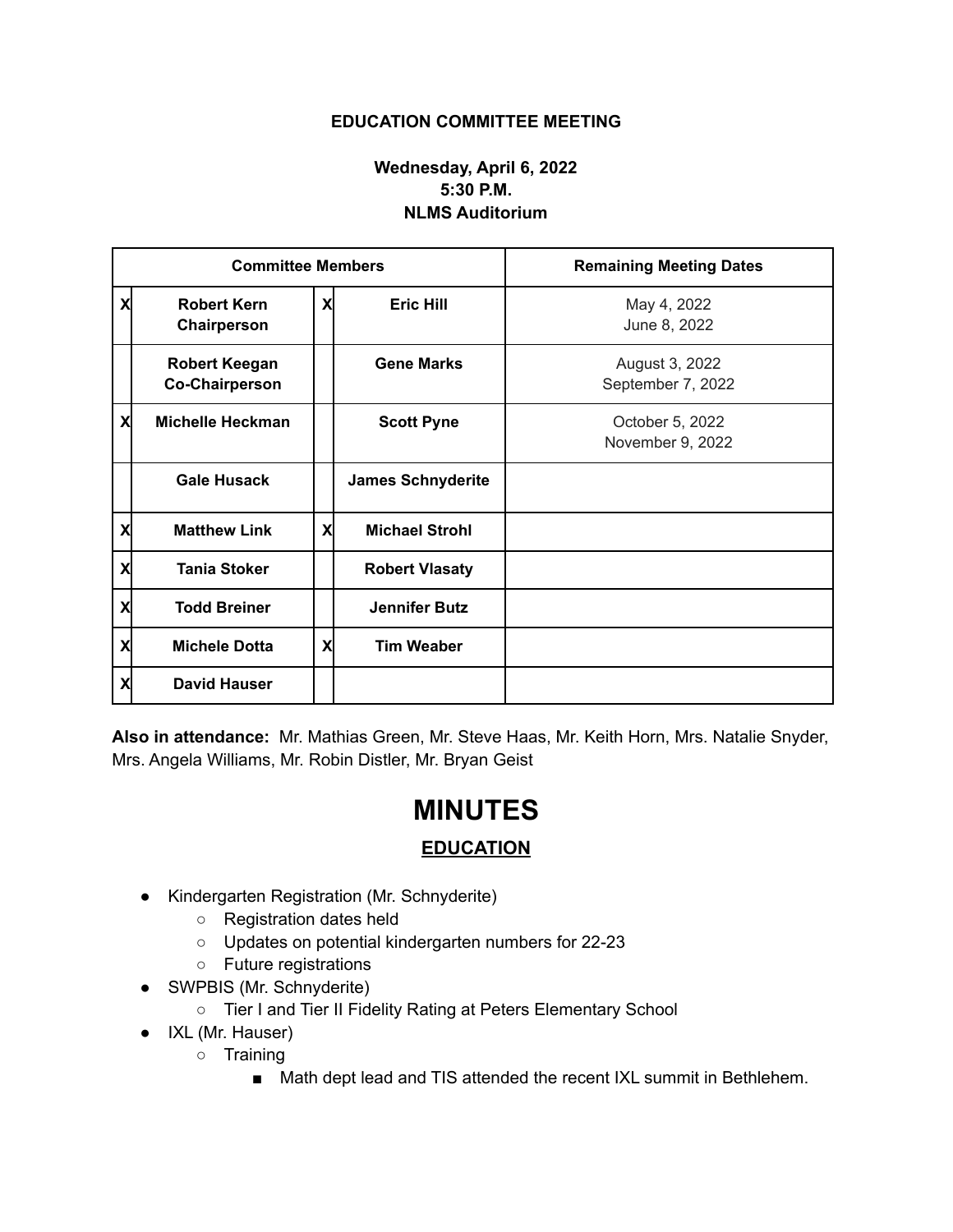**EDUCATION COMMITTEE MEETING**

**Wednesday, April 6, 2022**
**5:30 P.M.**
**NLMS Auditorium**

| Committee Members | | | | Remaining Meeting Dates |
|---|---|---|---|---|
| X | **Robert Kern Chairperson** | X | **Eric Hill** | May 4, 2022 June 8, 2022 |
| | **Robert Keegan Co-Chairperson** | | **Gene Marks** | August 3, 2022 September 7, 2022 |
| X | **Michelle Heckman** | | **Scott Pyne** | October 5, 2022 November 9, 2022 |
| | **Gale Husack** | | **James Schnyderite** | |
| X | **Matthew Link** | X | **Michael Strohl** | |
| X | **Tania Stoker** | | **Robert Vlasaty** | |
| X | **Todd Breiner** | | **Jennifer Butz** | |
| X | **Michele Dotta** | X | **Tim Weaber** | |
| X | **David Hauser** | | | |

**Also in attendance:** Mr. Mathias Green, Mr. Steve Haas, Mr. Keith Horn, Mrs. Natalie Snyder, Mrs. Angela Williams, Mr. Robin Distler, Mr. Bryan Geist

# MINUTES

## EDUCATION

- Kindergarten Registration (Mr. Schnyderite)
  - Registration dates held
  - Updates on potential kindergarten numbers for 22-23
  - Future registrations
- SWPBIS (Mr. Schnyderite)
  - Tier I and Tier II Fidelity Rating at Peters Elementary School
- IXL (Mr. Hauser)
  - Training
    - Math dept lead and TIS attended the recent IXL summit in Bethlehem.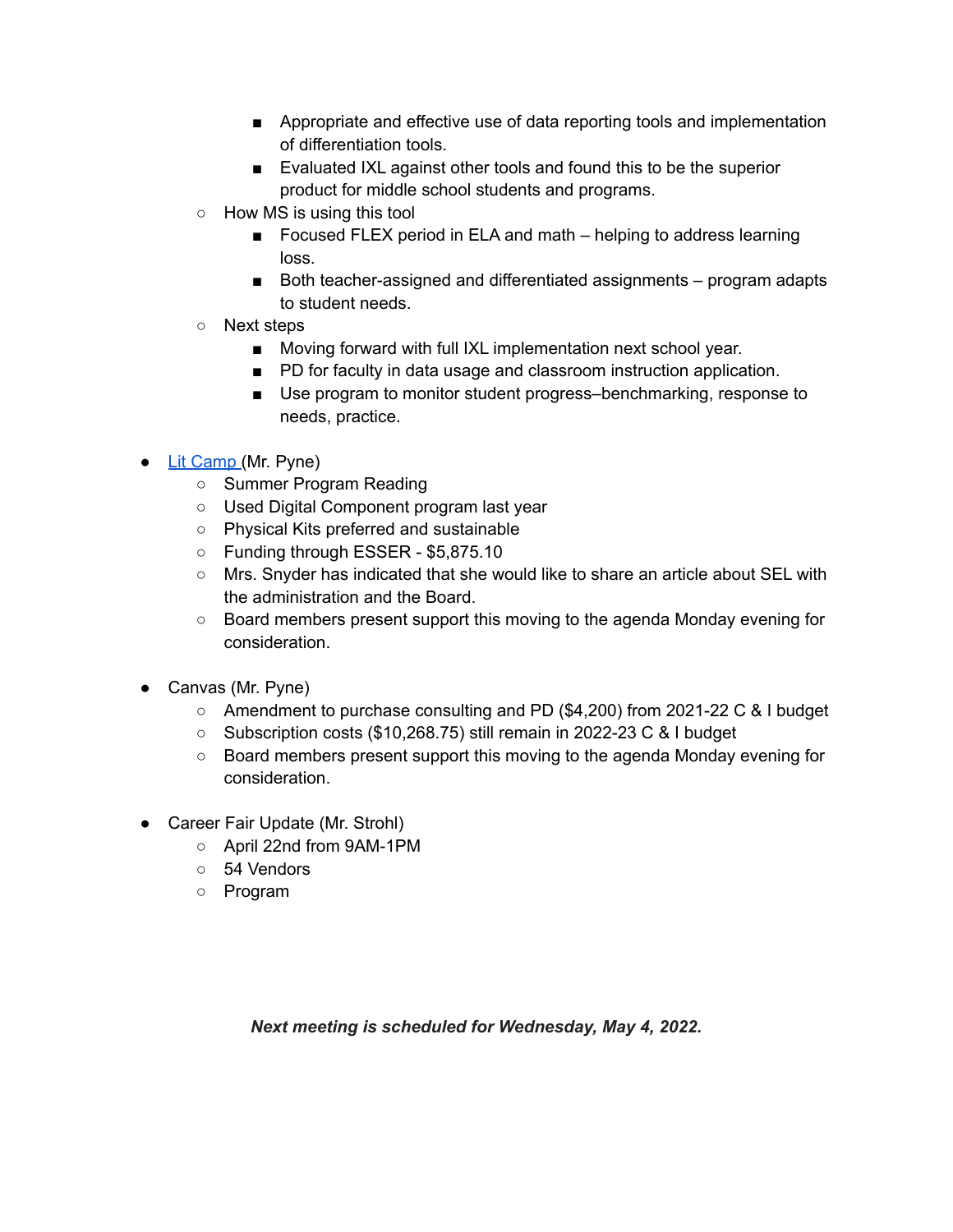- Appropriate and effective use of data reporting tools and implementation of differentiation tools.
        - Evaluated IXL against other tools and found this to be the superior product for middle school students and programs.
    - How MS is using this tool
        - Focused FLEX period in ELA and math – helping to address learning loss.
        - Both teacher-assigned and differentiated assignments – program adapts to student needs.
    - Next steps
        - Moving forward with full IXL implementation next school year.
        - PD for faculty in data usage and classroom instruction application.
        - Use program to monitor student progress–benchmarking, response to needs, practice.

- Lit Camp (Mr. Pyne)
    - Summer Program Reading
    - Used Digital Component program last year
    - Physical Kits preferred and sustainable
    - Funding through ESSER - $5,875.10
    - Mrs. Snyder has indicated that she would like to share an article about SEL with the administration and the Board.
    - Board members present support this moving to the agenda Monday evening for consideration.

- Canvas (Mr. Pyne)
    - Amendment to purchase consulting and PD ($4,200) from 2021-22 C & I budget
    - Subscription costs ($10,268.75) still remain in 2022-23 C & I budget
    - Board members present support this moving to the agenda Monday evening for consideration.

- Career Fair Update (Mr. Strohl)
    - April 22nd from 9AM-1PM
    - 54 Vendors
    - Program

***Next meeting is scheduled for Wednesday, May 4, 2022.***